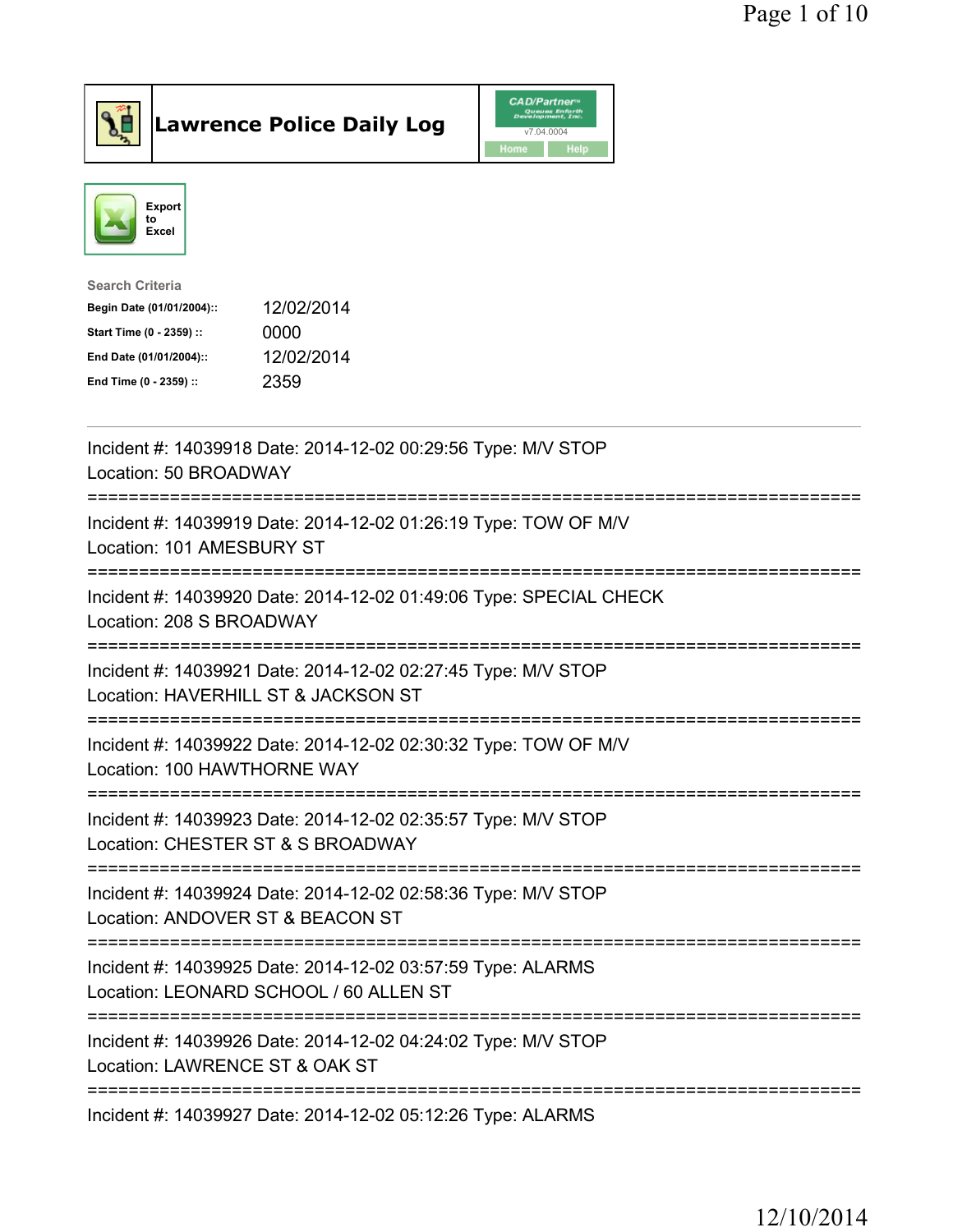# Lawrence Police Daily Log

Export to Excel

**Search Criteria**

| | |
|---|---|
| **Begin Date (01/01/2004)::** | 12/02/2014 |
| **Start Time (0 - 2359) ::** | 0000 |
| **End Date (01/01/2004)::** | 12/02/2014 |
| **End Time (0 - 2359) ::** | 2359 |

---

Incident #: 14039918 Date: 2014-12-02 00:29:56 Type: M/V STOP
Location: 50 BROADWAY

===========================================================================

Incident #: 14039919 Date: 2014-12-02 01:26:19 Type: TOW OF M/V
Location: 101 AMESBURY ST

===========================================================================

Incident #: 14039920 Date: 2014-12-02 01:49:06 Type: SPECIAL CHECK
Location: 208 S BROADWAY

===========================================================================

Incident #: 14039921 Date: 2014-12-02 02:27:45 Type: M/V STOP
Location: HAVERHILL ST & JACKSON ST

===========================================================================

Incident #: 14039922 Date: 2014-12-02 02:30:32 Type: TOW OF M/V
Location: 100 HAWTHORNE WAY

===========================================================================

Incident #: 14039923 Date: 2014-12-02 02:35:57 Type: M/V STOP
Location: CHESTER ST & S BROADWAY

===========================================================================

Incident #: 14039924 Date: 2014-12-02 02:58:36 Type: M/V STOP
Location: ANDOVER ST & BEACON ST

===========================================================================

Incident #: 14039925 Date: 2014-12-02 03:57:59 Type: ALARMS
Location: LEONARD SCHOOL / 60 ALLEN ST

===========================================================================

Incident #: 14039926 Date: 2014-12-02 04:24:02 Type: M/V STOP
Location: LAWRENCE ST & OAK ST

===========================================================================

Incident #: 14039927 Date: 2014-12-02 05:12:26 Type: ALARMS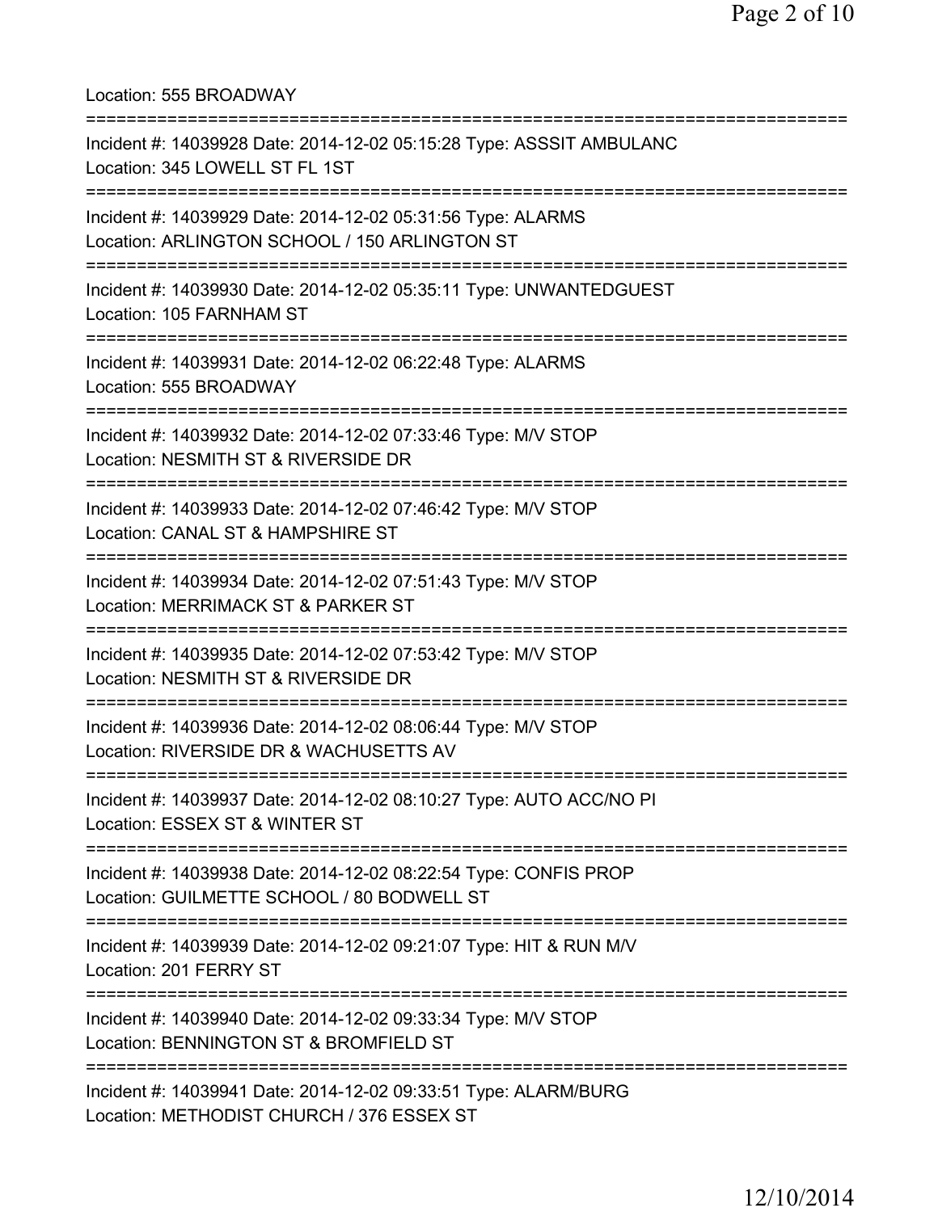Location: 555 BROADWAY

===========================================================================

Incident #: 14039928 Date: 2014-12-02 05:15:28 Type: ASSSIT AMBULANC
Location: 345 LOWELL ST FL 1ST

===========================================================================

Incident #: 14039929 Date: 2014-12-02 05:31:56 Type: ALARMS
Location: ARLINGTON SCHOOL / 150 ARLINGTON ST

===========================================================================

Incident #: 14039930 Date: 2014-12-02 05:35:11 Type: UNWANTEDGUEST
Location: 105 FARNHAM ST

===========================================================================

Incident #: 14039931 Date: 2014-12-02 06:22:48 Type: ALARMS
Location: 555 BROADWAY

===========================================================================

Incident #: 14039932 Date: 2014-12-02 07:33:46 Type: M/V STOP
Location: NESMITH ST & RIVERSIDE DR

===========================================================================

Incident #: 14039933 Date: 2014-12-02 07:46:42 Type: M/V STOP
Location: CANAL ST & HAMPSHIRE ST

===========================================================================

Incident #: 14039934 Date: 2014-12-02 07:51:43 Type: M/V STOP
Location: MERRIMACK ST & PARKER ST

===========================================================================

Incident #: 14039935 Date: 2014-12-02 07:53:42 Type: M/V STOP
Location: NESMITH ST & RIVERSIDE DR

===========================================================================

Incident #: 14039936 Date: 2014-12-02 08:06:44 Type: M/V STOP
Location: RIVERSIDE DR & WACHUSETTS AV

===========================================================================

Incident #: 14039937 Date: 2014-12-02 08:10:27 Type: AUTO ACC/NO PI
Location: ESSEX ST & WINTER ST

===========================================================================

Incident #: 14039938 Date: 2014-12-02 08:22:54 Type: CONFIS PROP
Location: GUILMETTE SCHOOL / 80 BODWELL ST

===========================================================================

Incident #: 14039939 Date: 2014-12-02 09:21:07 Type: HIT & RUN M/V
Location: 201 FERRY ST

===========================================================================

Incident #: 14039940 Date: 2014-12-02 09:33:34 Type: M/V STOP
Location: BENNINGTON ST & BROMFIELD ST

===========================================================================

Incident #: 14039941 Date: 2014-12-02 09:33:51 Type: ALARM/BURG
Location: METHODIST CHURCH / 376 ESSEX ST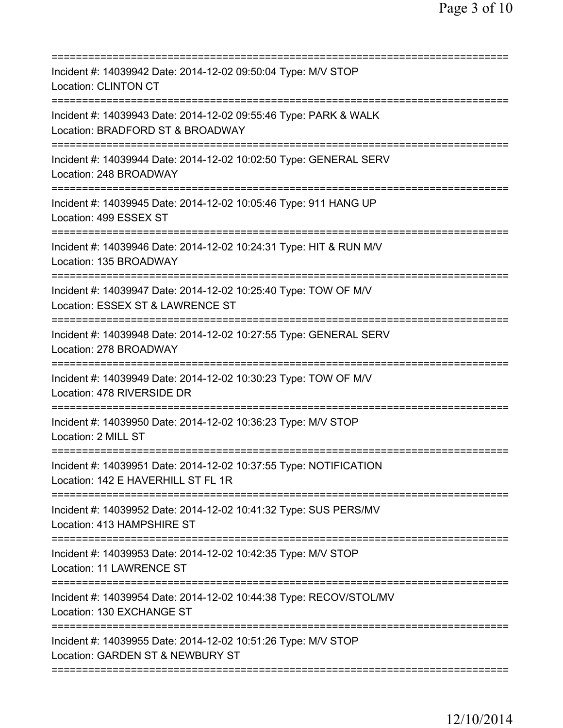===========================================================================
Incident #: 14039942 Date: 2014-12-02 09:50:04 Type: M/V STOP
Location: CLINTON CT
===========================================================================
Incident #: 14039943 Date: 2014-12-02 09:55:46 Type: PARK & WALK
Location: BRADFORD ST & BROADWAY
===========================================================================
Incident #: 14039944 Date: 2014-12-02 10:02:50 Type: GENERAL SERV
Location: 248 BROADWAY
===========================================================================
Incident #: 14039945 Date: 2014-12-02 10:05:46 Type: 911 HANG UP
Location: 499 ESSEX ST
===========================================================================
Incident #: 14039946 Date: 2014-12-02 10:24:31 Type: HIT & RUN M/V
Location: 135 BROADWAY
===========================================================================
Incident #: 14039947 Date: 2014-12-02 10:25:40 Type: TOW OF M/V
Location: ESSEX ST & LAWRENCE ST
===========================================================================
Incident #: 14039948 Date: 2014-12-02 10:27:55 Type: GENERAL SERV
Location: 278 BROADWAY
===========================================================================
Incident #: 14039949 Date: 2014-12-02 10:30:23 Type: TOW OF M/V
Location: 478 RIVERSIDE DR
===========================================================================
Incident #: 14039950 Date: 2014-12-02 10:36:23 Type: M/V STOP
Location: 2 MILL ST
===========================================================================
Incident #: 14039951 Date: 2014-12-02 10:37:55 Type: NOTIFICATION
Location: 142 E HAVERHILL ST FL 1R
===========================================================================
Incident #: 14039952 Date: 2014-12-02 10:41:32 Type: SUS PERS/MV
Location: 413 HAMPSHIRE ST
===========================================================================
Incident #: 14039953 Date: 2014-12-02 10:42:35 Type: M/V STOP
Location: 11 LAWRENCE ST
===========================================================================
Incident #: 14039954 Date: 2014-12-02 10:44:38 Type: RECOV/STOL/MV
Location: 130 EXCHANGE ST
===========================================================================
Incident #: 14039955 Date: 2014-12-02 10:51:26 Type: M/V STOP
Location: GARDEN ST & NEWBURY ST
===========================================================================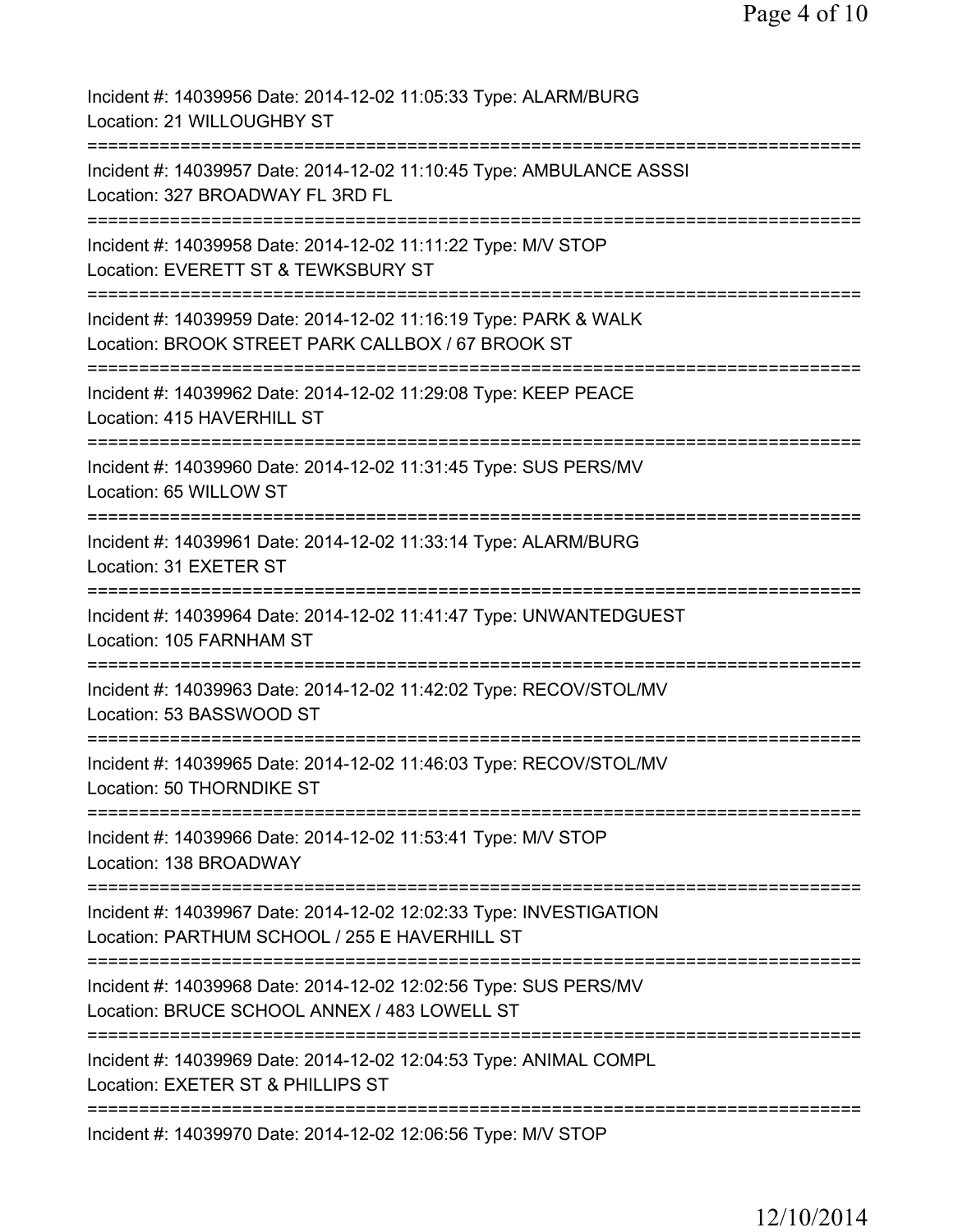Incident #: 14039956 Date: 2014-12-02 11:05:33 Type: ALARM/BURG
Location: 21 WILLOUGHBY ST

===========================================================================

Incident #: 14039957 Date: 2014-12-02 11:10:45 Type: AMBULANCE ASSSI
Location: 327 BROADWAY FL 3RD FL

===========================================================================

Incident #: 14039958 Date: 2014-12-02 11:11:22 Type: M/V STOP
Location: EVERETT ST & TEWKSBURY ST

===========================================================================

Incident #: 14039959 Date: 2014-12-02 11:16:19 Type: PARK & WALK
Location: BROOK STREET PARK CALLBOX / 67 BROOK ST

===========================================================================

Incident #: 14039962 Date: 2014-12-02 11:29:08 Type: KEEP PEACE
Location: 415 HAVERHILL ST

===========================================================================

Incident #: 14039960 Date: 2014-12-02 11:31:45 Type: SUS PERS/MV
Location: 65 WILLOW ST

===========================================================================

Incident #: 14039961 Date: 2014-12-02 11:33:14 Type: ALARM/BURG
Location: 31 EXETER ST

===========================================================================

Incident #: 14039964 Date: 2014-12-02 11:41:47 Type: UNWANTEDGUEST
Location: 105 FARNHAM ST

===========================================================================

Incident #: 14039963 Date: 2014-12-02 11:42:02 Type: RECOV/STOL/MV
Location: 53 BASSWOOD ST

===========================================================================

Incident #: 14039965 Date: 2014-12-02 11:46:03 Type: RECOV/STOL/MV
Location: 50 THORNDIKE ST

===========================================================================

Incident #: 14039966 Date: 2014-12-02 11:53:41 Type: M/V STOP
Location: 138 BROADWAY

===========================================================================

Incident #: 14039967 Date: 2014-12-02 12:02:33 Type: INVESTIGATION
Location: PARTHUM SCHOOL / 255 E HAVERHILL ST

===========================================================================

Incident #: 14039968 Date: 2014-12-02 12:02:56 Type: SUS PERS/MV
Location: BRUCE SCHOOL ANNEX / 483 LOWELL ST

===========================================================================

Incident #: 14039969 Date: 2014-12-02 12:04:53 Type: ANIMAL COMPL
Location: EXETER ST & PHILLIPS ST

===========================================================================

Incident #: 14039970 Date: 2014-12-02 12:06:56 Type: M/V STOP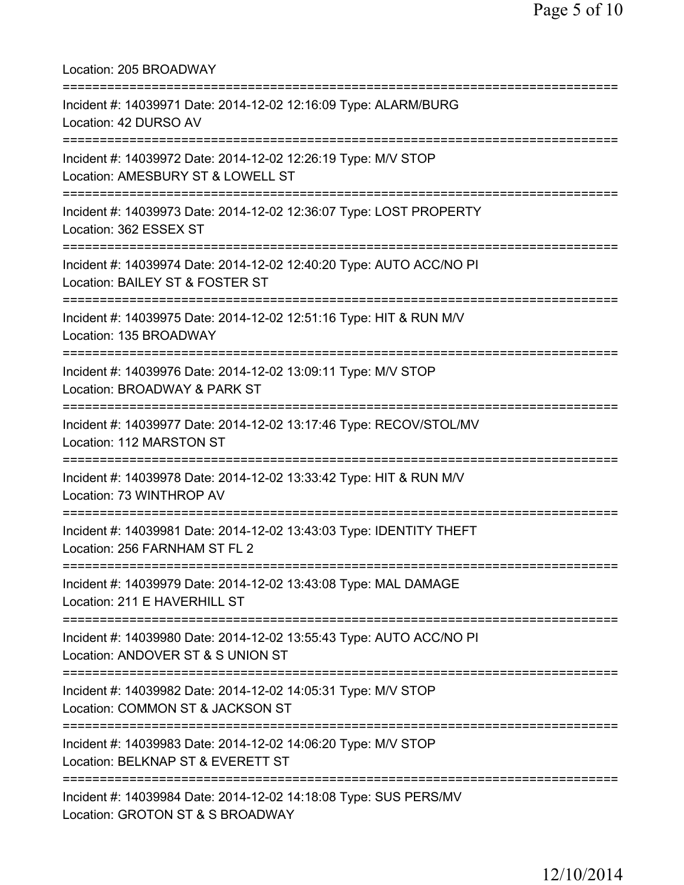Location: 205 BROADWAY

===========================================================================

Incident #: 14039971 Date: 2014-12-02 12:16:09 Type: ALARM/BURG
Location: 42 DURSO AV

===========================================================================

Incident #: 14039972 Date: 2014-12-02 12:26:19 Type: M/V STOP
Location: AMESBURY ST & LOWELL ST

===========================================================================

Incident #: 14039973 Date: 2014-12-02 12:36:07 Type: LOST PROPERTY
Location: 362 ESSEX ST

===========================================================================

Incident #: 14039974 Date: 2014-12-02 12:40:20 Type: AUTO ACC/NO PI
Location: BAILEY ST & FOSTER ST

===========================================================================

Incident #: 14039975 Date: 2014-12-02 12:51:16 Type: HIT & RUN M/V
Location: 135 BROADWAY

===========================================================================

Incident #: 14039976 Date: 2014-12-02 13:09:11 Type: M/V STOP
Location: BROADWAY & PARK ST

===========================================================================

Incident #: 14039977 Date: 2014-12-02 13:17:46 Type: RECOV/STOL/MV
Location: 112 MARSTON ST

===========================================================================

Incident #: 14039978 Date: 2014-12-02 13:33:42 Type: HIT & RUN M/V
Location: 73 WINTHROP AV

===========================================================================

Incident #: 14039981 Date: 2014-12-02 13:43:03 Type: IDENTITY THEFT
Location: 256 FARNHAM ST FL 2

===========================================================================

Incident #: 14039979 Date: 2014-12-02 13:43:08 Type: MAL DAMAGE
Location: 211 E HAVERHILL ST

===========================================================================

Incident #: 14039980 Date: 2014-12-02 13:55:43 Type: AUTO ACC/NO PI
Location: ANDOVER ST & S UNION ST

===========================================================================

Incident #: 14039982 Date: 2014-12-02 14:05:31 Type: M/V STOP
Location: COMMON ST & JACKSON ST

===========================================================================

Incident #: 14039983 Date: 2014-12-02 14:06:20 Type: M/V STOP
Location: BELKNAP ST & EVERETT ST

===========================================================================

Incident #: 14039984 Date: 2014-12-02 14:18:08 Type: SUS PERS/MV
Location: GROTON ST & S BROADWAY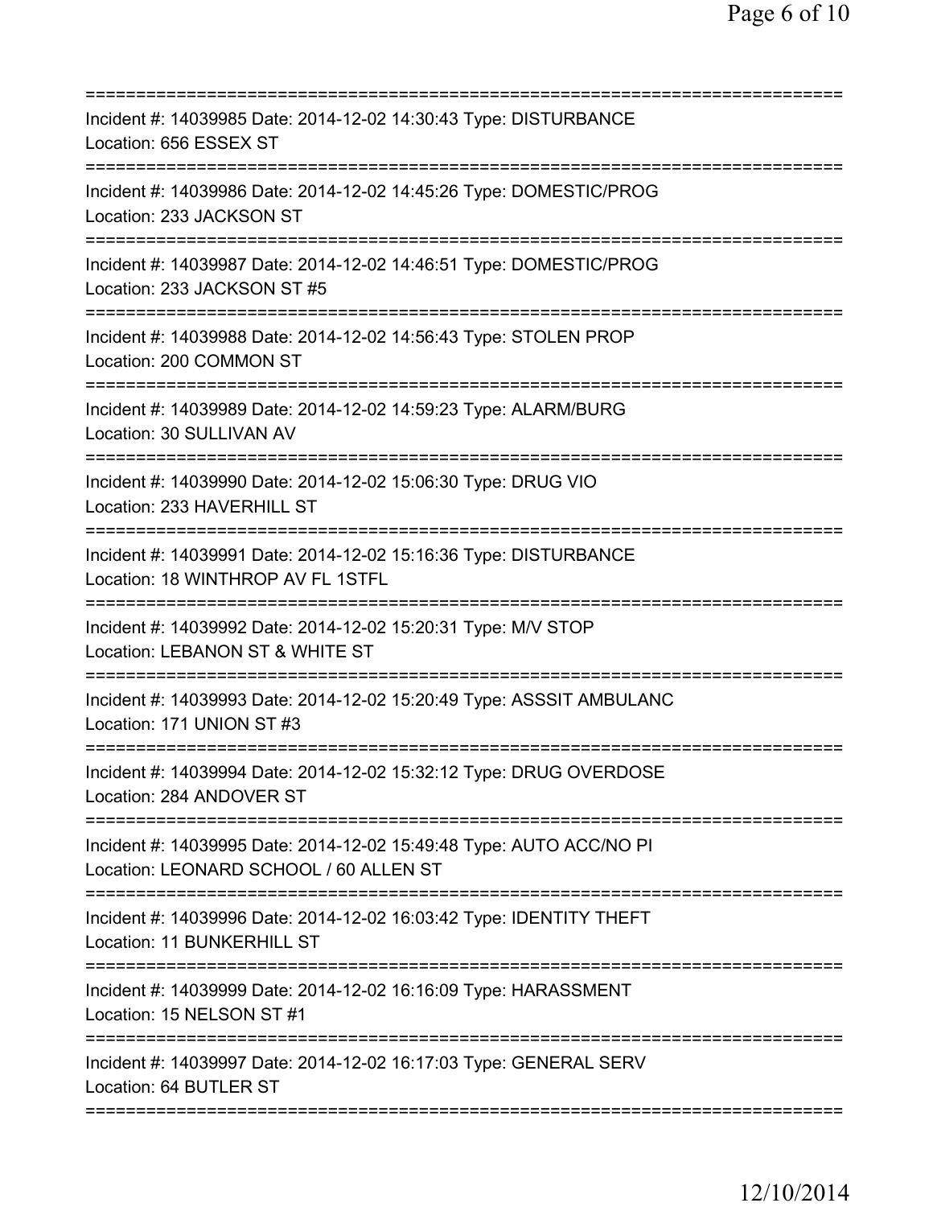==============================================================================
Incident #: 14039985 Date: 2014-12-02 14:30:43 Type: DISTURBANCE
Location: 656 ESSEX ST
==============================================================================
Incident #: 14039986 Date: 2014-12-02 14:45:26 Type: DOMESTIC/PROG
Location: 233 JACKSON ST
==============================================================================
Incident #: 14039987 Date: 2014-12-02 14:46:51 Type: DOMESTIC/PROG
Location: 233 JACKSON ST #5
==============================================================================
Incident #: 14039988 Date: 2014-12-02 14:56:43 Type: STOLEN PROP
Location: 200 COMMON ST
==============================================================================
Incident #: 14039989 Date: 2014-12-02 14:59:23 Type: ALARM/BURG
Location: 30 SULLIVAN AV
==============================================================================
Incident #: 14039990 Date: 2014-12-02 15:06:30 Type: DRUG VIO
Location: 233 HAVERHILL ST
==============================================================================
Incident #: 14039991 Date: 2014-12-02 15:16:36 Type: DISTURBANCE
Location: 18 WINTHROP AV FL 1STFL
==============================================================================
Incident #: 14039992 Date: 2014-12-02 15:20:31 Type: M/V STOP
Location: LEBANON ST & WHITE ST
==============================================================================
Incident #: 14039993 Date: 2014-12-02 15:20:49 Type: ASSSIT AMBULANC
Location: 171 UNION ST #3
==============================================================================
Incident #: 14039994 Date: 2014-12-02 15:32:12 Type: DRUG OVERDOSE
Location: 284 ANDOVER ST
==============================================================================
Incident #: 14039995 Date: 2014-12-02 15:49:48 Type: AUTO ACC/NO PI
Location: LEONARD SCHOOL / 60 ALLEN ST
==============================================================================
Incident #: 14039996 Date: 2014-12-02 16:03:42 Type: IDENTITY THEFT
Location: 11 BUNKERHILL ST
==============================================================================
Incident #: 14039999 Date: 2014-12-02 16:16:09 Type: HARASSMENT
Location: 15 NELSON ST #1
==============================================================================
Incident #: 14039997 Date: 2014-12-02 16:17:03 Type: GENERAL SERV
Location: 64 BUTLER ST
==============================================================================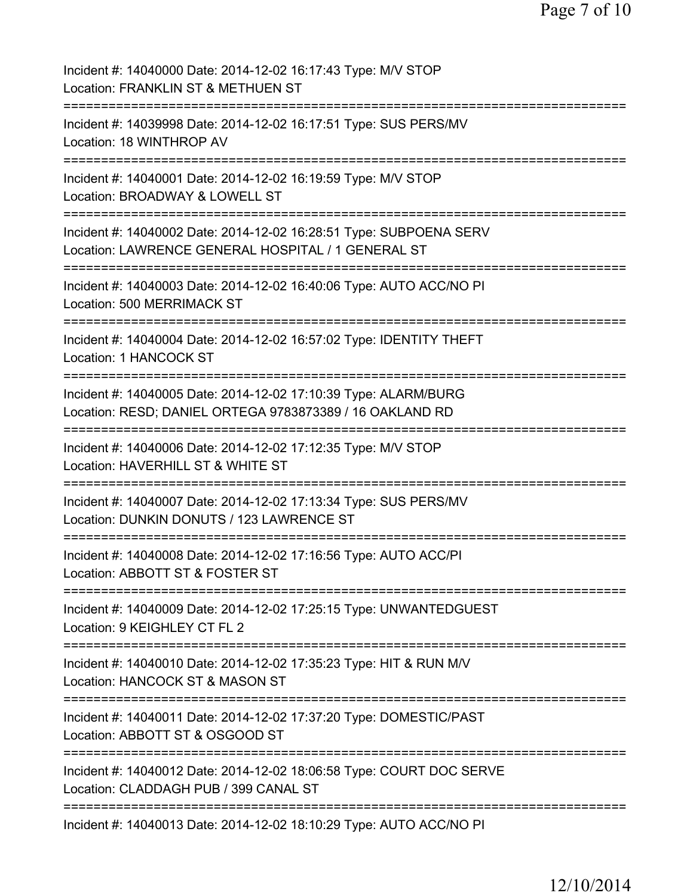Incident #: 14040000 Date: 2014-12-02 16:17:43 Type: M/V STOP
Location: FRANKLIN ST & METHUEN ST

===========================================================================

Incident #: 14039998 Date: 2014-12-02 16:17:51 Type: SUS PERS/MV
Location: 18 WINTHROP AV

===========================================================================

Incident #: 14040001 Date: 2014-12-02 16:19:59 Type: M/V STOP
Location: BROADWAY & LOWELL ST

===========================================================================

Incident #: 14040002 Date: 2014-12-02 16:28:51 Type: SUBPOENA SERV
Location: LAWRENCE GENERAL HOSPITAL / 1 GENERAL ST

===========================================================================

Incident #: 14040003 Date: 2014-12-02 16:40:06 Type: AUTO ACC/NO PI
Location: 500 MERRIMACK ST

===========================================================================

Incident #: 14040004 Date: 2014-12-02 16:57:02 Type: IDENTITY THEFT
Location: 1 HANCOCK ST

===========================================================================

Incident #: 14040005 Date: 2014-12-02 17:10:39 Type: ALARM/BURG
Location: RESD; DANIEL ORTEGA 9783873389 / 16 OAKLAND RD

===========================================================================

Incident #: 14040006 Date: 2014-12-02 17:12:35 Type: M/V STOP
Location: HAVERHILL ST & WHITE ST

===========================================================================

Incident #: 14040007 Date: 2014-12-02 17:13:34 Type: SUS PERS/MV
Location: DUNKIN DONUTS / 123 LAWRENCE ST

===========================================================================

Incident #: 14040008 Date: 2014-12-02 17:16:56 Type: AUTO ACC/PI
Location: ABBOTT ST & FOSTER ST

===========================================================================

Incident #: 14040009 Date: 2014-12-02 17:25:15 Type: UNWANTEDGUEST
Location: 9 KEIGHLEY CT FL 2

===========================================================================

Incident #: 14040010 Date: 2014-12-02 17:35:23 Type: HIT & RUN M/V
Location: HANCOCK ST & MASON ST

===========================================================================

Incident #: 14040011 Date: 2014-12-02 17:37:20 Type: DOMESTIC/PAST
Location: ABBOTT ST & OSGOOD ST

===========================================================================

Incident #: 14040012 Date: 2014-12-02 18:06:58 Type: COURT DOC SERVE
Location: CLADDAGH PUB / 399 CANAL ST

===========================================================================

Incident #: 14040013 Date: 2014-12-02 18:10:29 Type: AUTO ACC/NO PI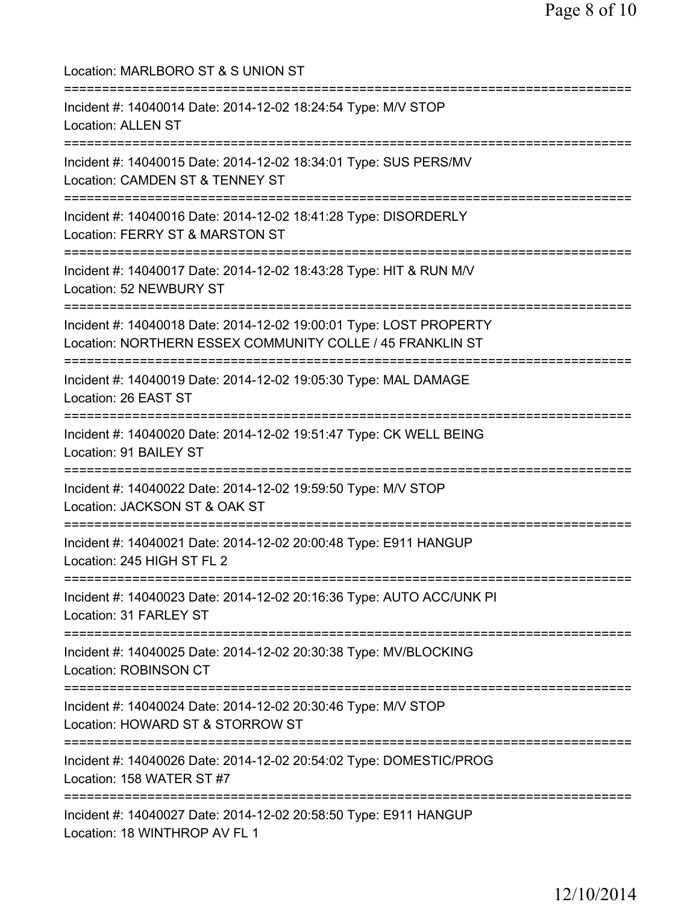Location: MARLBORO ST & S UNION ST

===========================================================================

Incident #: 14040014 Date: 2014-12-02 18:24:54 Type: M/V STOP
Location: ALLEN ST

===========================================================================

Incident #: 14040015 Date: 2014-12-02 18:34:01 Type: SUS PERS/MV
Location: CAMDEN ST & TENNEY ST

===========================================================================

Incident #: 14040016 Date: 2014-12-02 18:41:28 Type: DISORDERLY
Location: FERRY ST & MARSTON ST

===========================================================================

Incident #: 14040017 Date: 2014-12-02 18:43:28 Type: HIT & RUN M/V
Location: 52 NEWBURY ST

===========================================================================

Incident #: 14040018 Date: 2014-12-02 19:00:01 Type: LOST PROPERTY
Location: NORTHERN ESSEX COMMUNITY COLLE / 45 FRANKLIN ST

===========================================================================

Incident #: 14040019 Date: 2014-12-02 19:05:30 Type: MAL DAMAGE
Location: 26 EAST ST

===========================================================================

Incident #: 14040020 Date: 2014-12-02 19:51:47 Type: CK WELL BEING
Location: 91 BAILEY ST

===========================================================================

Incident #: 14040022 Date: 2014-12-02 19:59:50 Type: M/V STOP
Location: JACKSON ST & OAK ST

===========================================================================

Incident #: 14040021 Date: 2014-12-02 20:00:48 Type: E911 HANGUP
Location: 245 HIGH ST FL 2

===========================================================================

Incident #: 14040023 Date: 2014-12-02 20:16:36 Type: AUTO ACC/UNK PI
Location: 31 FARLEY ST

===========================================================================

Incident #: 14040025 Date: 2014-12-02 20:30:38 Type: MV/BLOCKING
Location: ROBINSON CT

===========================================================================

Incident #: 14040024 Date: 2014-12-02 20:30:46 Type: M/V STOP
Location: HOWARD ST & STORROW ST

===========================================================================

Incident #: 14040026 Date: 2014-12-02 20:54:02 Type: DOMESTIC/PROG
Location: 158 WATER ST #7

===========================================================================

Incident #: 14040027 Date: 2014-12-02 20:58:50 Type: E911 HANGUP
Location: 18 WINTHROP AV FL 1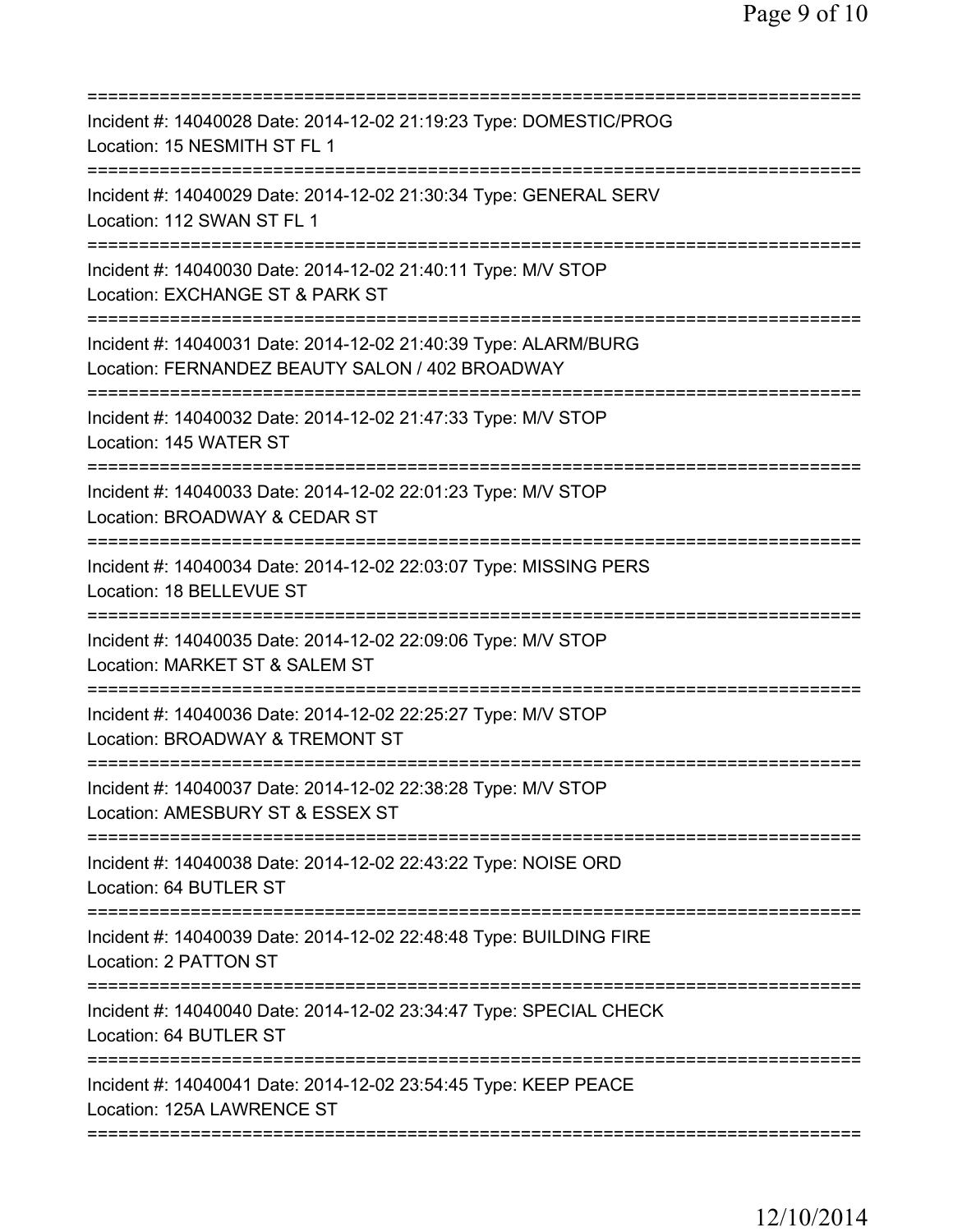===========================================================================

Incident #: 14040028 Date: 2014-12-02 21:19:23 Type: DOMESTIC/PROG
Location: 15 NESMITH ST FL 1

===========================================================================

Incident #: 14040029 Date: 2014-12-02 21:30:34 Type: GENERAL SERV
Location: 112 SWAN ST FL 1

===========================================================================

Incident #: 14040030 Date: 2014-12-02 21:40:11 Type: M/V STOP
Location: EXCHANGE ST & PARK ST

===========================================================================

Incident #: 14040031 Date: 2014-12-02 21:40:39 Type: ALARM/BURG
Location: FERNANDEZ BEAUTY SALON / 402 BROADWAY

===========================================================================

Incident #: 14040032 Date: 2014-12-02 21:47:33 Type: M/V STOP
Location: 145 WATER ST

===========================================================================

Incident #: 14040033 Date: 2014-12-02 22:01:23 Type: M/V STOP
Location: BROADWAY & CEDAR ST

===========================================================================

Incident #: 14040034 Date: 2014-12-02 22:03:07 Type: MISSING PERS
Location: 18 BELLEVUE ST

===========================================================================

Incident #: 14040035 Date: 2014-12-02 22:09:06 Type: M/V STOP
Location: MARKET ST & SALEM ST

===========================================================================

Incident #: 14040036 Date: 2014-12-02 22:25:27 Type: M/V STOP
Location: BROADWAY & TREMONT ST

===========================================================================

Incident #: 14040037 Date: 2014-12-02 22:38:28 Type: M/V STOP
Location: AMESBURY ST & ESSEX ST

===========================================================================

Incident #: 14040038 Date: 2014-12-02 22:43:22 Type: NOISE ORD
Location: 64 BUTLER ST

===========================================================================

Incident #: 14040039 Date: 2014-12-02 22:48:48 Type: BUILDING FIRE
Location: 2 PATTON ST

===========================================================================

Incident #: 14040040 Date: 2014-12-02 23:34:47 Type: SPECIAL CHECK
Location: 64 BUTLER ST

===========================================================================

Incident #: 14040041 Date: 2014-12-02 23:54:45 Type: KEEP PEACE
Location: 125A LAWRENCE ST

===========================================================================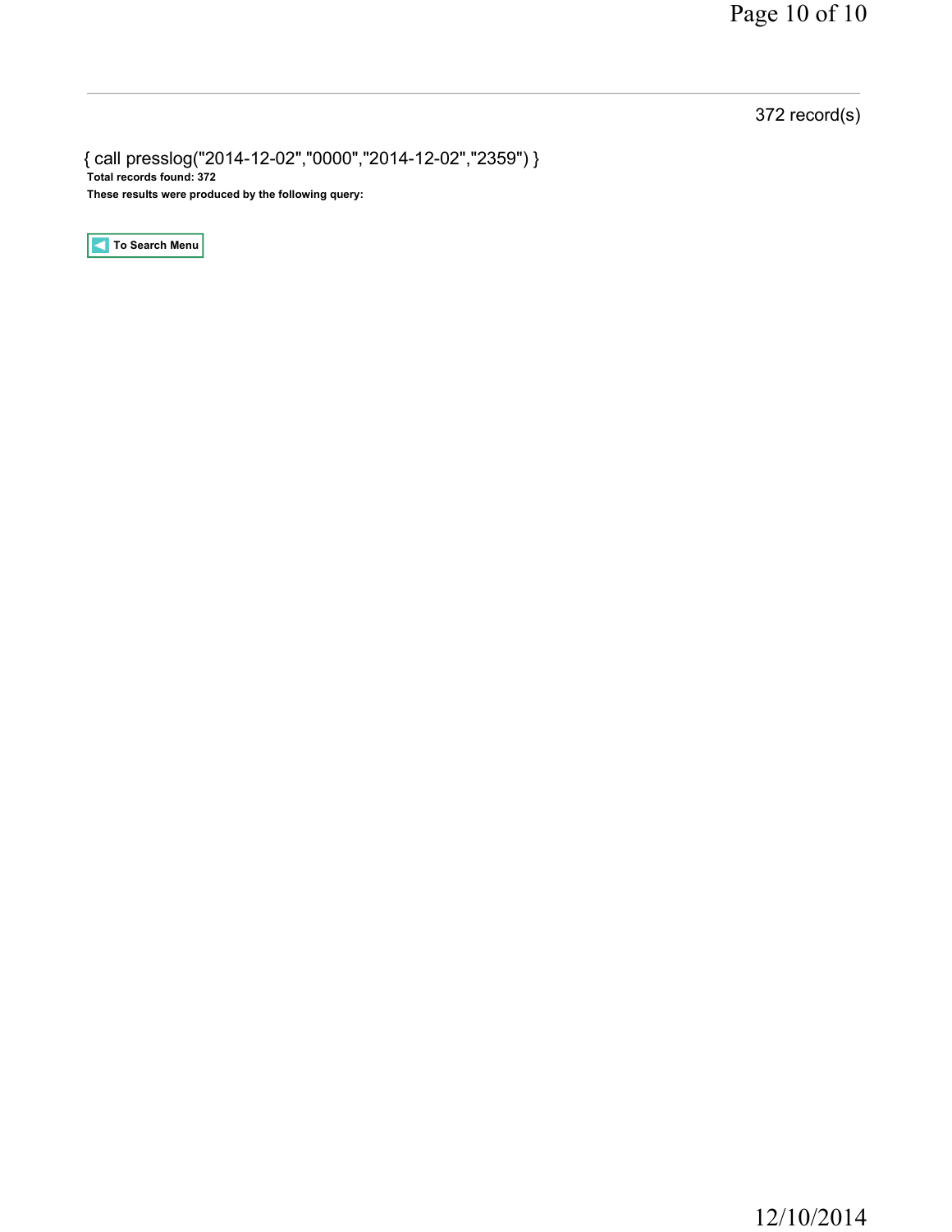372 record(s)

```
{ call presslog("2014-12-02","0000","2014-12-02","2359") }
```

**Total records found: 372**

**These results were produced by the following query:**

**To Search Menu**